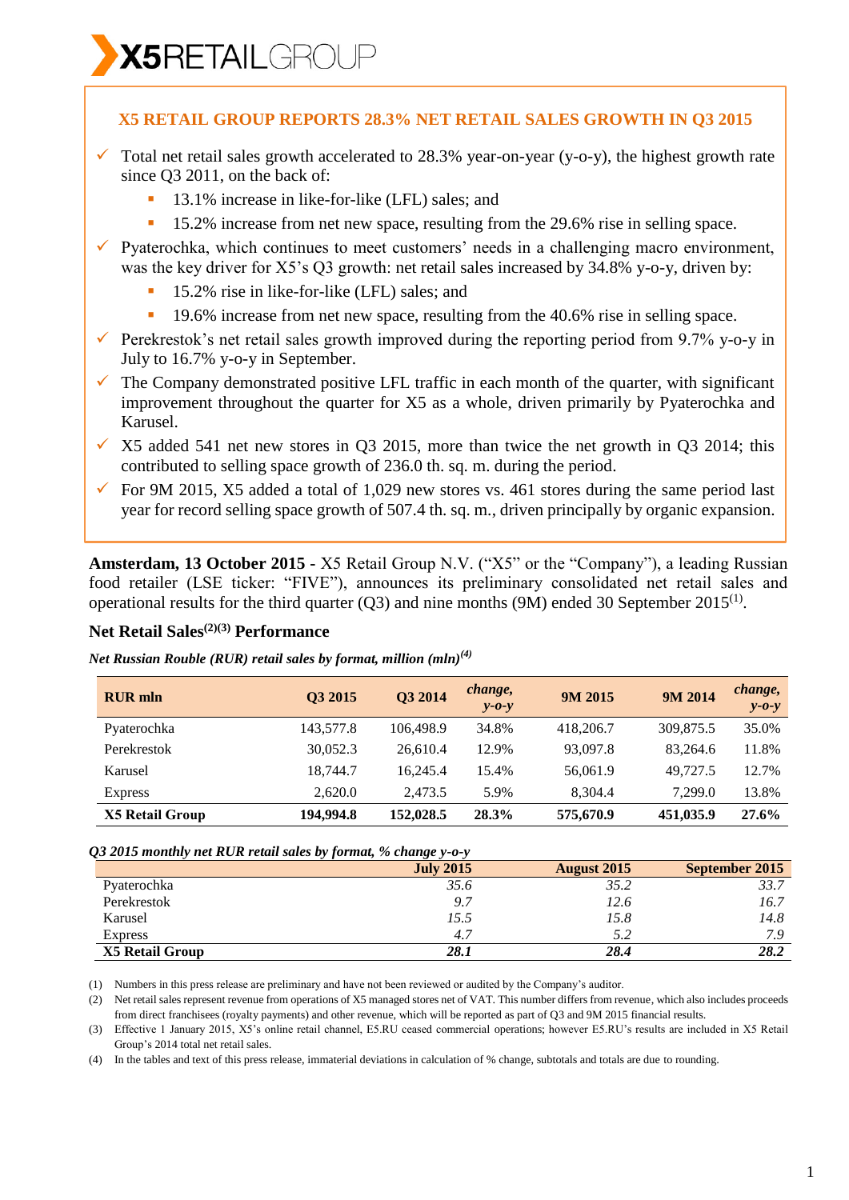## X5 RETAIL GROUP REPORTS 28.3% NET RETAIL SALES GROWTH IN Q3 2015

- ✓ Total net retail sales growth accelerated to 28.3% year-on-year (y-o-y), the highest growth rate since Q3 2011, on the back of:
  - 13.1% increase in like-for-like (LFL) sales; and
  - 15.2% increase from net new space, resulting from the 29.6% rise in selling space.
- ✓ Pyaterochka, which continues to meet customers' needs in a challenging macro environment, was the key driver for X5's Q3 growth: net retail sales increased by 34.8% y-o-y, driven by:
  - 15.2% rise in like-for-like (LFL) sales; and
  - 19.6% increase from net new space, resulting from the 40.6% rise in selling space.
- ✓ Perekrestok's net retail sales growth improved during the reporting period from 9.7% y-o-y in July to 16.7% y-o-y in September.
- ✓ The Company demonstrated positive LFL traffic in each month of the quarter, with significant improvement throughout the quarter for X5 as a whole, driven primarily by Pyaterochka and Karusel.
- ✓ X5 added 541 net new stores in Q3 2015, more than twice the net growth in Q3 2014; this contributed to selling space growth of 236.0 th. sq. m. during the period.
- ✓ For 9M 2015, X5 added a total of 1,029 new stores vs. 461 stores during the same period last year for record selling space growth of 507.4 th. sq. m., driven principally by organic expansion.

**Amsterdam, 13 October 2015 -** X5 Retail Group N.V. ("X5" or the "Company"), a leading Russian food retailer (LSE ticker: "FIVE"), announces its preliminary consolidated net retail sales and operational results for the third quarter (Q3) and nine months (9M) ended 30 September 2015[1].

### Net Retail Sales[2][3] Performance

*Net Russian Rouble (RUR) retail sales by format, million (mln)[4]*

| RUR mln | Q3 2015 | Q3 2014 | change, y-o-y | 9M 2015 | 9M 2014 | change, y-o-y |
|---|---|---|---|---|---|---|
| Pyaterochka | 143,577.8 | 106,498.9 | 34.8% | 418,206.7 | 309,875.5 | 35.0% |
| Perekrestok | 30,052.3 | 26,610.4 | 12.9% | 93,097.8 | 83,264.6 | 11.8% |
| Karusel | 18,744.7 | 16,245.4 | 15.4% | 56,061.9 | 49,727.5 | 12.7% |
| Express | 2,620.0 | 2,473.5 | 5.9% | 8,304.4 | 7,299.0 | 13.8% |
| **X5 Retail Group** | **194,994.8** | **152,028.5** | **28.3%** | **575,670.9** | **451,035.9** | **27.6%** |

*Q3 2015 monthly net RUR retail sales by format, % change y-o-y*

| | July 2015 | August 2015 | September 2015 |
|---|---|---|---|
| Pyaterochka | *35.6* | *35.2* | *33.7* |
| Perekrestok | *9.7* | *12.6* | *16.7* |
| Karusel | *15.5* | *15.8* | *14.8* |
| Express | *4.7* | *5.2* | *7.9* |
| **X5 Retail Group** | ***28.1*** | ***28.4*** | ***28.2*** |

(1) Numbers in this press release are preliminary and have not been reviewed or audited by the Company's auditor.

(2) Net retail sales represent revenue from operations of X5 managed stores net of VAT. This number differs from revenue, which also includes proceeds from direct franchisees (royalty payments) and other revenue, which will be reported as part of Q3 and 9M 2015 financial results.

(3) Effective 1 January 2015, X5's online retail channel, E5.RU ceased commercial operations; however E5.RU's results are included in X5 Retail Group's 2014 total net retail sales.

(4) In the tables and text of this press release, immaterial deviations in calculation of % change, subtotals and totals are due to rounding.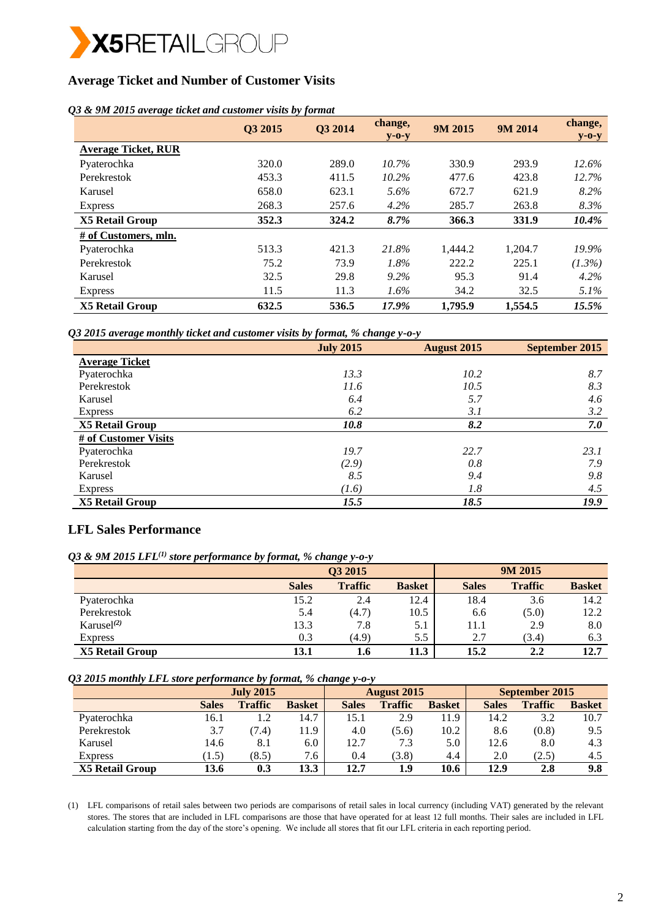## Average Ticket and Number of Customer Visits

*Q3 & 9M 2015 average ticket and customer visits by format*

| | Q3 2015 | Q3 2014 | change, y-o-y | 9M 2015 | 9M 2014 | change, y-o-y |
|---|---|---|---|---|---|---|
| **Average Ticket, RUR** | | | | | | |
| Pyaterochka | 320.0 | 289.0 | *10.7%* | 330.9 | 293.9 | *12.6%* |
| Perekrestok | 453.3 | 411.5 | *10.2%* | 477.6 | 423.8 | *12.7%* |
| Karusel | 658.0 | 623.1 | *5.6%* | 672.7 | 621.9 | *8.2%* |
| Express | 268.3 | 257.6 | *4.2%* | 285.7 | 263.8 | *8.3%* |
| **X5 Retail Group** | **352.3** | **324.2** | ***8.7%*** | **366.3** | **331.9** | ***10.4%*** |
| **# of Customers, mln.** | | | | | | |
| Pyaterochka | 513.3 | 421.3 | *21.8%* | 1,444.2 | 1,204.7 | *19.9%* |
| Perekrestok | 75.2 | 73.9 | *1.8%* | 222.2 | 225.1 | *(1.3%)* |
| Karusel | 32.5 | 29.8 | *9.2%* | 95.3 | 91.4 | *4.2%* |
| Express | 11.5 | 11.3 | *1.6%* | 34.2 | 32.5 | *5.1%* |
| **X5 Retail Group** | **632.5** | **536.5** | ***17.9%*** | **1,795.9** | **1,554.5** | ***15.5%*** |

*Q3 2015 average monthly ticket and customer visits by format, % change y-o-y*

| | July 2015 | August 2015 | September 2015 |
|---|---|---|---|
| **Average Ticket** | | | |
| Pyaterochka | *13.3* | *10.2* | *8.7* |
| Perekrestok | *11.6* | *10.5* | *8.3* |
| Karusel | *6.4* | *5.7* | *4.6* |
| Express | *6.2* | *3.1* | *3.2* |
| **X5 Retail Group** | ***10.8*** | ***8.2*** | ***7.0*** |
| **# of Customer Visits** | | | |
| Pyaterochka | *19.7* | *22.7* | *23.1* |
| Perekrestok | *(2.9)* | *0.8* | *7.9* |
| Karusel | *8.5* | *9.4* | *9.8* |
| Express | *(1.6)* | *1.8* | *4.5* |
| **X5 Retail Group** | ***15.5*** | ***18.5*** | ***19.9*** |

## LFL Sales Performance

*Q3 & 9M 2015 LFL[(1)] store performance by format, % change y-o-y*

| | Q3 2015 | | | 9M 2015 | | |
|---|---|---|---|---|---|---|
| | **Sales** | **Traffic** | **Basket** | **Sales** | **Traffic** | **Basket** |
| Pyaterochka | 15.2 | 2.4 | 12.4 | 18.4 | 3.6 | 14.2 |
| Perekrestok | 5.4 | (4.7) | 10.5 | 6.6 | (5.0) | 12.2 |
| Karusel[(2)] | 13.3 | 7.8 | 5.1 | 11.1 | 2.9 | 8.0 |
| Express | 0.3 | (4.9) | 5.5 | 2.7 | (3.4) | 6.3 |
| **X5 Retail Group** | **13.1** | **1.6** | **11.3** | **15.2** | **2.2** | **12.7** |

*Q3 2015 monthly LFL store performance by format, % change y-o-y*

| | July 2015 | | | August 2015 | | | September 2015 | | |
|---|---|---|---|---|---|---|---|---|---|
| | **Sales** | **Traffic** | **Basket** | **Sales** | **Traffic** | **Basket** | **Sales** | **Traffic** | **Basket** |
| Pyaterochka | 16.1 | 1.2 | 14.7 | 15.1 | 2.9 | 11.9 | 14.2 | 3.2 | 10.7 |
| Perekrestok | 3.7 | (7.4) | 11.9 | 4.0 | (5.6) | 10.2 | 8.6 | (0.8) | 9.5 |
| Karusel | 14.6 | 8.1 | 6.0 | 12.7 | 7.3 | 5.0 | 12.6 | 8.0 | 4.3 |
| Express | (1.5) | (8.5) | 7.6 | 0.4 | (3.8) | 4.4 | 2.0 | (2.5) | 4.5 |
| **X5 Retail Group** | **13.6** | **0.3** | **13.3** | **12.7** | **1.9** | **10.6** | **12.9** | **2.8** | **9.8** |

(1) LFL comparisons of retail sales between two periods are comparisons of retail sales in local currency (including VAT) generated by the relevant stores. The stores that are included in LFL comparisons are those that have operated for at least 12 full months. Their sales are included in LFL calculation starting from the day of the store's opening. We include all stores that fit our LFL criteria in each reporting period.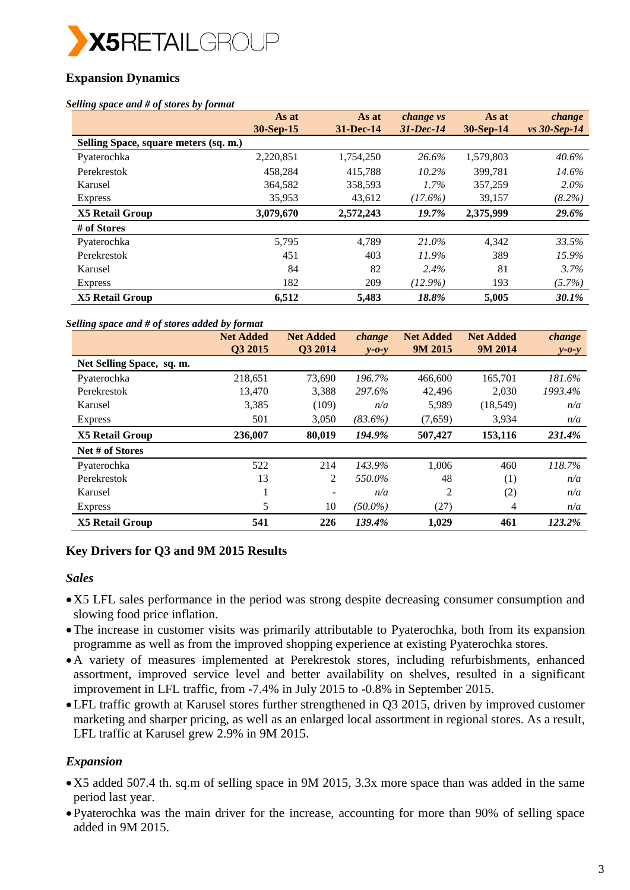X5 RETAIL GROUP

## Expansion Dynamics

***Selling space and # of stores by format***

| | As at 30-Sep-15 | As at 31-Dec-14 | *change vs 31-Dec-14* | As at 30-Sep-14 | *change vs 30-Sep-14* |
|---|---|---|---|---|---|
| **Selling Space, square meters (sq. m.)** | | | | | |
| Pyaterochka | 2,220,851 | 1,754,250 | *26.6%* | 1,579,803 | *40.6%* |
| Perekrestok | 458,284 | 415,788 | *10.2%* | 399,781 | *14.6%* |
| Karusel | 364,582 | 358,593 | *1.7%* | 357,259 | *2.0%* |
| Express | 35,953 | 43,612 | *(17.6%)* | 39,157 | *(8.2%)* |
| **X5 Retail Group** | **3,079,670** | **2,572,243** | ***19.7%*** | **2,375,999** | ***29.6%*** |
| **# of Stores** | | | | | |
| Pyaterochka | 5,795 | 4,789 | *21.0%* | 4,342 | *33.5%* |
| Perekrestok | 451 | 403 | *11.9%* | 389 | *15.9%* |
| Karusel | 84 | 82 | *2.4%* | 81 | *3.7%* |
| Express | 182 | 209 | *(12.9%)* | 193 | *(5.7%)* |
| **X5 Retail Group** | **6,512** | **5,483** | ***18.8%*** | **5,005** | ***30.1%*** |

***Selling space and # of stores added by format***

| | Net Added Q3 2015 | Net Added Q3 2014 | *change y-o-y* | Net Added 9M 2015 | Net Added 9M 2014 | *change y-o-y* |
|---|---|---|---|---|---|---|
| **Net Selling Space, sq. m.** | | | | | | |
| Pyaterochka | 218,651 | 73,690 | *196.7%* | 466,600 | 165,701 | *181.6%* |
| Perekrestok | 13,470 | 3,388 | *297.6%* | 42,496 | 2,030 | *1993.4%* |
| Karusel | 3,385 | (109) | *n/a* | 5,989 | (18,549) | *n/a* |
| Express | 501 | 3,050 | *(83.6%)* | (7,659) | 3,934 | *n/a* |
| **X5 Retail Group** | **236,007** | **80,019** | ***194.9%*** | **507,427** | **153,116** | ***231.4%*** |
| **Net # of Stores** | | | | | | |
| Pyaterochka | 522 | 214 | *143.9%* | 1,006 | 460 | *118.7%* |
| Perekrestok | 13 | 2 | *550.0%* | 48 | (1) | *n/a* |
| Karusel | 1 | - | *n/a* | 2 | (2) | *n/a* |
| Express | 5 | 10 | *(50.0%)* | (27) | 4 | *n/a* |
| **X5 Retail Group** | **541** | **226** | ***139.4%*** | **1,029** | **461** | ***123.2%*** |

## Key Drivers for Q3 and 9M 2015 Results

### *Sales*

- X5 LFL sales performance in the period was strong despite decreasing consumer consumption and slowing food price inflation.
- The increase in customer visits was primarily attributable to Pyaterochka, both from its expansion programme as well as from the improved shopping experience at existing Pyaterochka stores.
- A variety of measures implemented at Perekrestok stores, including refurbishments, enhanced assortment, improved service level and better availability on shelves, resulted in a significant improvement in LFL traffic, from -7.4% in July 2015 to -0.8% in September 2015.
- LFL traffic growth at Karusel stores further strengthened in Q3 2015, driven by improved customer marketing and sharper pricing, as well as an enlarged local assortment in regional stores. As a result, LFL traffic at Karusel grew 2.9% in 9M 2015.

### *Expansion*

- X5 added 507.4 th. sq.m of selling space in 9M 2015, 3.3x more space than was added in the same period last year.
- Pyaterochka was the main driver for the increase, accounting for more than 90% of selling space added in 9M 2015.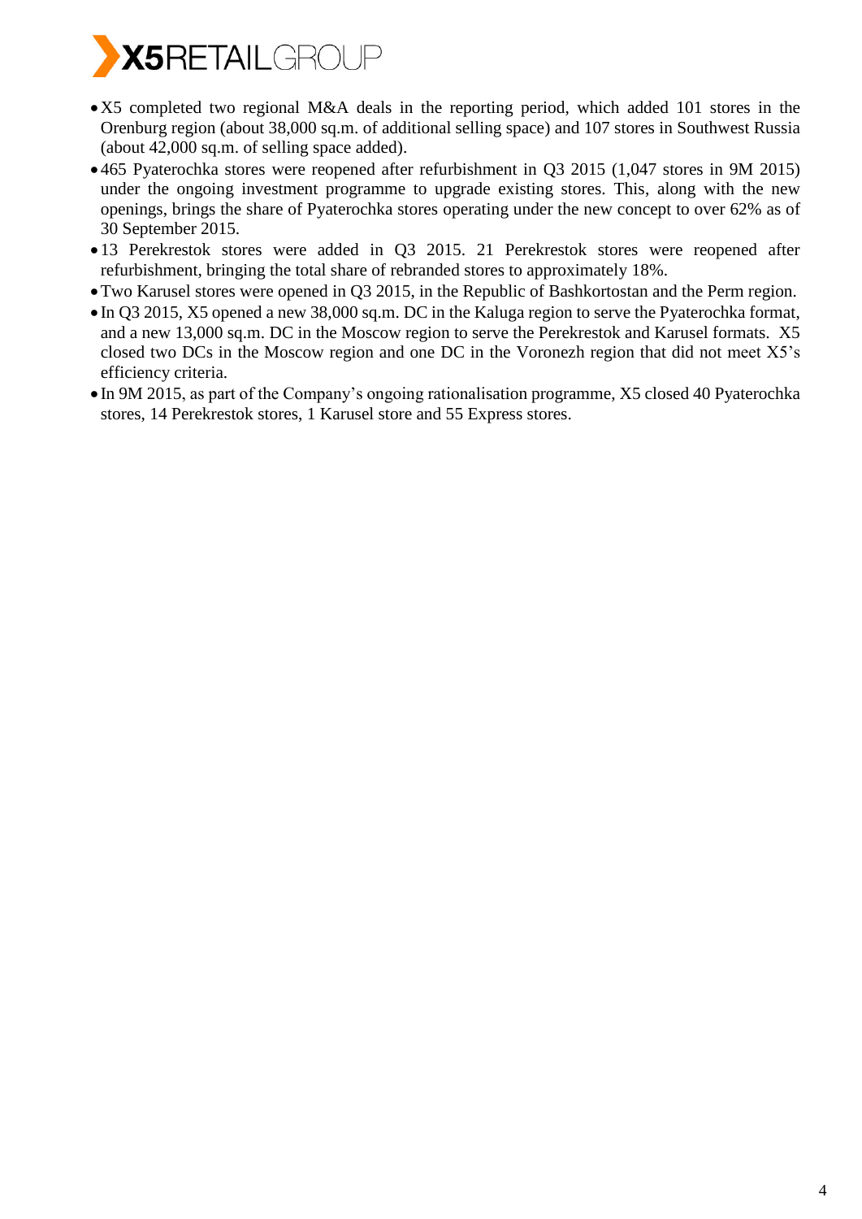- X5 completed two regional M&A deals in the reporting period, which added 101 stores in the Orenburg region (about 38,000 sq.m. of additional selling space) and 107 stores in Southwest Russia (about 42,000 sq.m. of selling space added).
- 465 Pyaterochka stores were reopened after refurbishment in Q3 2015 (1,047 stores in 9M 2015) under the ongoing investment programme to upgrade existing stores. This, along with the new openings, brings the share of Pyaterochka stores operating under the new concept to over 62% as of 30 September 2015.
- 13 Perekrestok stores were added in Q3 2015. 21 Perekrestok stores were reopened after refurbishment, bringing the total share of rebranded stores to approximately 18%.
- Two Karusel stores were opened in Q3 2015, in the Republic of Bashkortostan and the Perm region.
- In Q3 2015, X5 opened a new 38,000 sq.m. DC in the Kaluga region to serve the Pyaterochka format, and a new 13,000 sq.m. DC in the Moscow region to serve the Perekrestok and Karusel formats. X5 closed two DCs in the Moscow region and one DC in the Voronezh region that did not meet X5's efficiency criteria.
- In 9M 2015, as part of the Company's ongoing rationalisation programme, X5 closed 40 Pyaterochka stores, 14 Perekrestok stores, 1 Karusel store and 55 Express stores.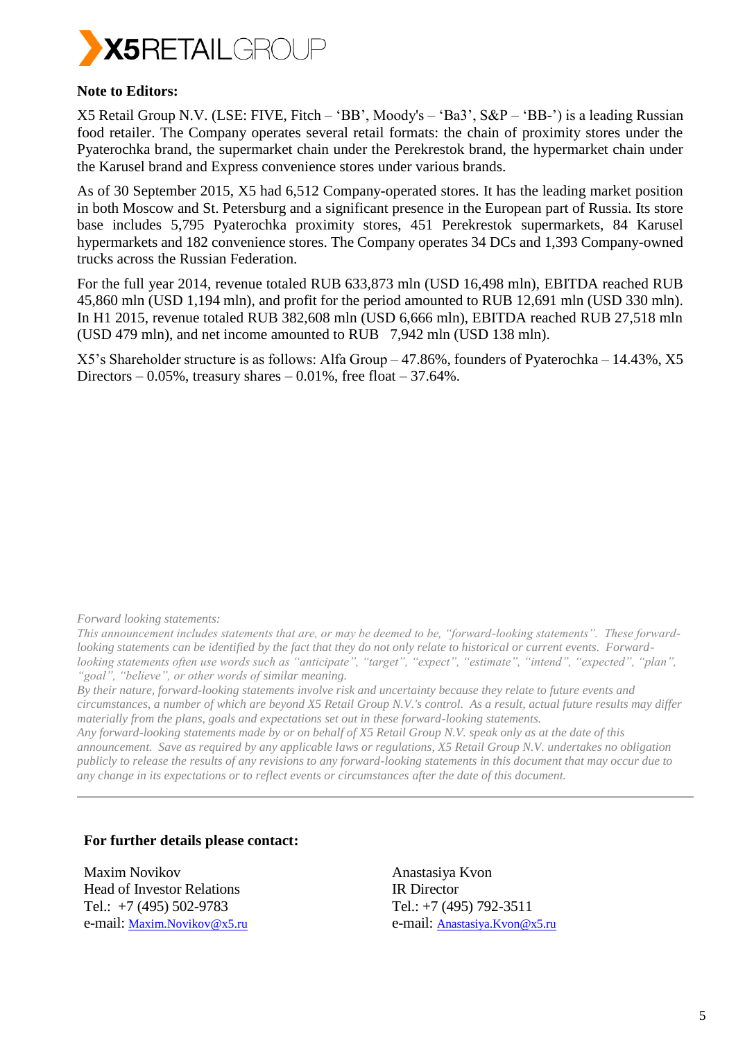**Note to Editors:**

X5 Retail Group N.V. (LSE: FIVE, Fitch – 'BB', Moody's – 'Ba3', S&P – 'BB-') is a leading Russian food retailer. The Company operates several retail formats: the chain of proximity stores under the Pyaterochka brand, the supermarket chain under the Perekrestok brand, the hypermarket chain under the Karusel brand and Express convenience stores under various brands.

As of 30 September 2015, X5 had 6,512 Company-operated stores. It has the leading market position in both Moscow and St. Petersburg and a significant presence in the European part of Russia. Its store base includes 5,795 Pyaterochka proximity stores, 451 Perekrestok supermarkets, 84 Karusel hypermarkets and 182 convenience stores. The Company operates 34 DCs and 1,393 Company-owned trucks across the Russian Federation.

For the full year 2014, revenue totaled RUB 633,873 mln (USD 16,498 mln), EBITDA reached RUB 45,860 mln (USD 1,194 mln), and profit for the period amounted to RUB 12,691 mln (USD 330 mln). In H1 2015, revenue totaled RUB 382,608 mln (USD 6,666 mln), EBITDA reached RUB 27,518 mln (USD 479 mln), and net income amounted to RUB 7,942 mln (USD 138 mln).

X5's Shareholder structure is as follows: Alfa Group – 47.86%, founders of Pyaterochka – 14.43%, X5 Directors – 0.05%, treasury shares – 0.01%, free float – 37.64%.

*Forward looking statements:*

*This announcement includes statements that are, or may be deemed to be, "forward-looking statements". These forward-looking statements can be identified by the fact that they do not only relate to historical or current events. Forward-looking statements often use words such as "anticipate", "target", "expect", "estimate", "intend", "expected", "plan", "goal", "believe", or other words of similar meaning.*

*By their nature, forward-looking statements involve risk and uncertainty because they relate to future events and circumstances, a number of which are beyond X5 Retail Group N.V.'s control. As a result, actual future results may differ materially from the plans, goals and expectations set out in these forward-looking statements.*

*Any forward-looking statements made by or on behalf of X5 Retail Group N.V. speak only as at the date of this announcement. Save as required by any applicable laws or regulations, X5 Retail Group N.V. undertakes no obligation publicly to release the results of any revisions to any forward-looking statements in this document that may occur due to any change in its expectations or to reflect events or circumstances after the date of this document.*

---

**For further details please contact:**

Maxim Novikov
Head of Investor Relations
Tel.: +7 (495) 502-9783
e-mail: Maxim.Novikov@x5.ru

Anastasiya Kvon
IR Director
Tel.: +7 (495) 792-3511
e-mail: Anastasiya.Kvon@x5.ru